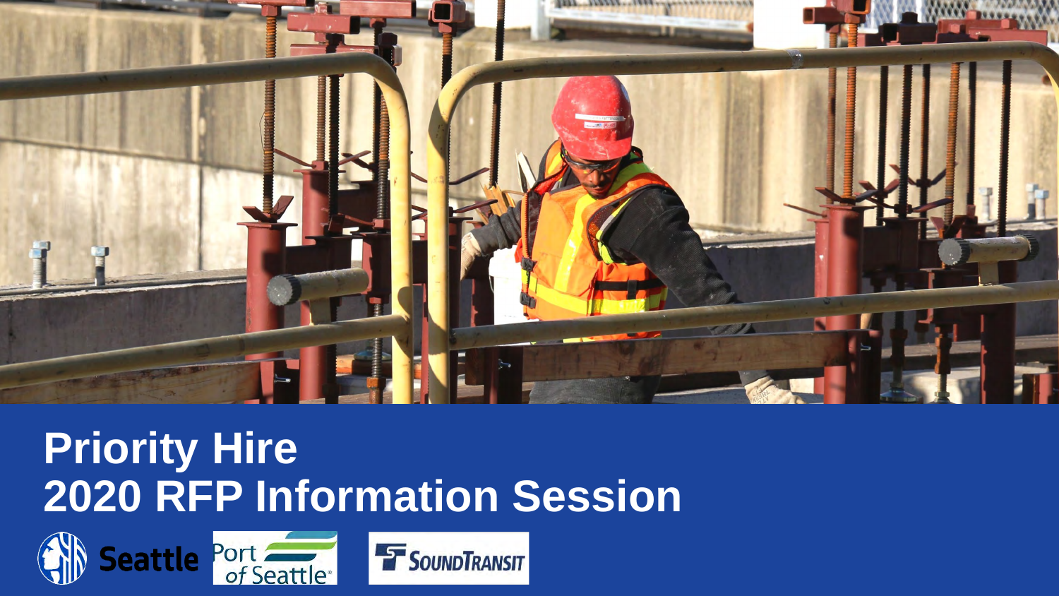# Priority Hire
# 2020 RFP Information Session

Seattle

Port of Seattle

Sound Transit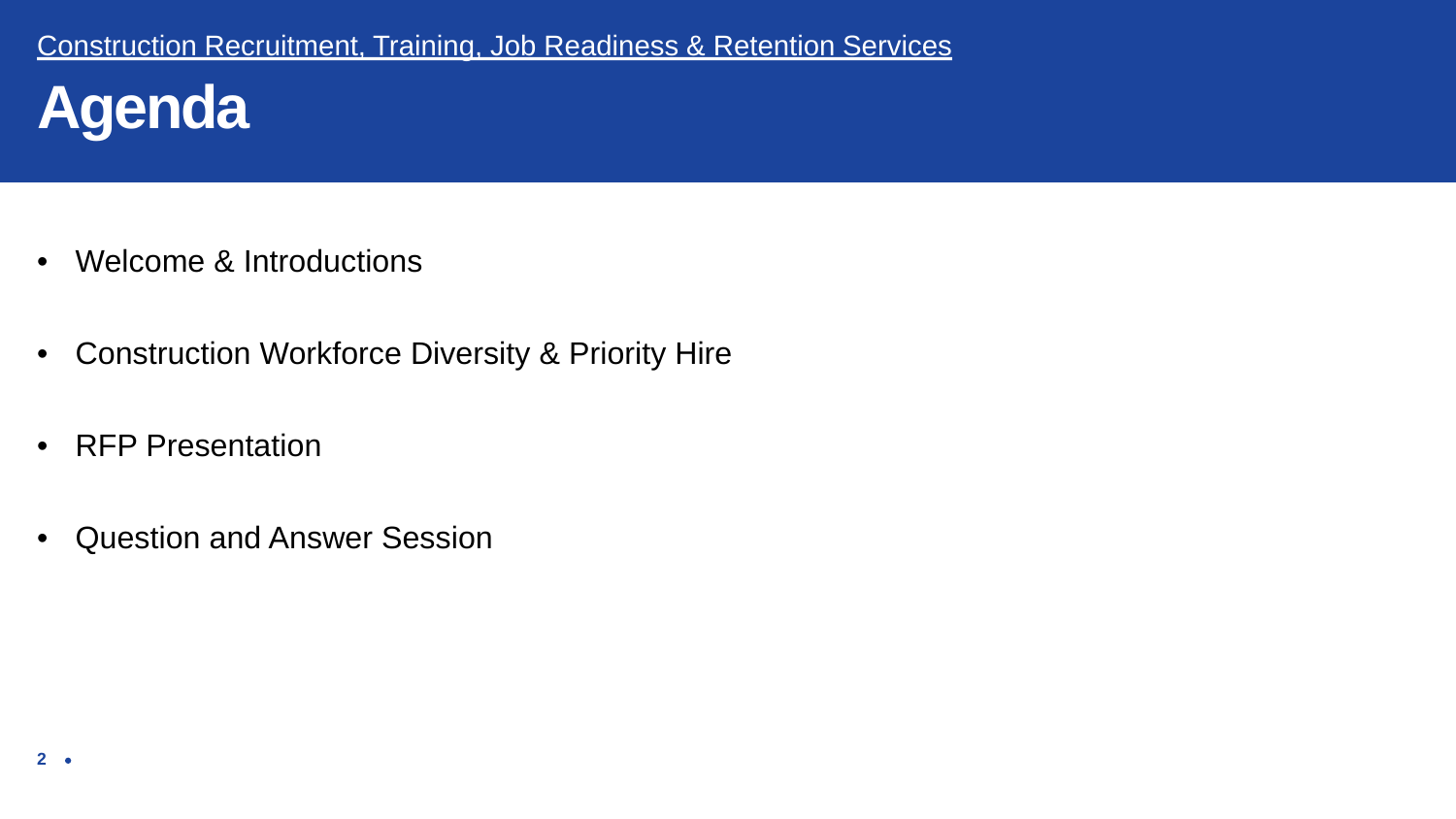Construction Recruitment, Training, Job Readiness & Retention Services

# Agenda

- Welcome & Introductions
- Construction Workforce Diversity & Priority Hire
- RFP Presentation
- Question and Answer Session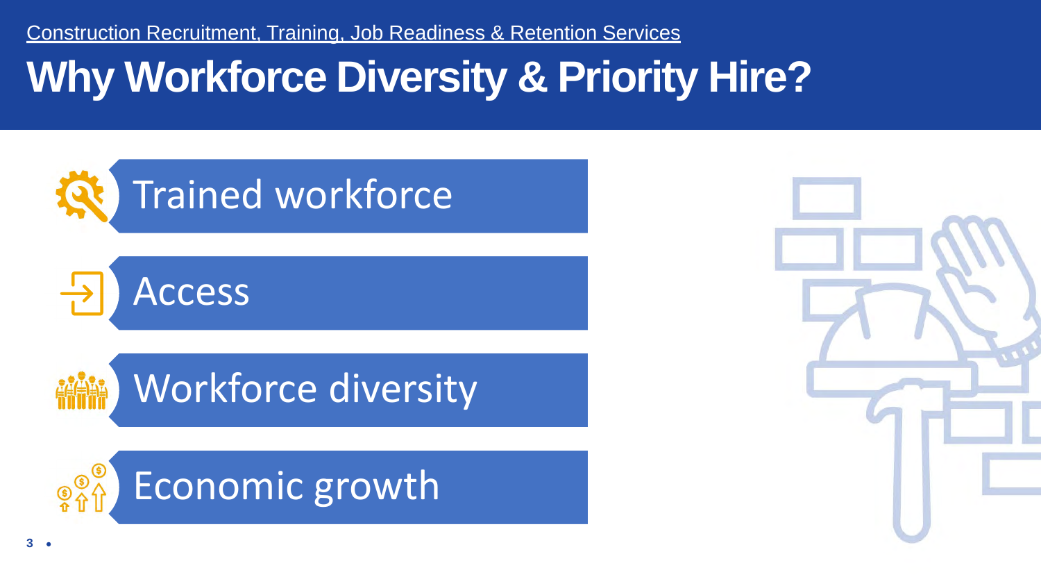Construction Recruitment, Training, Job Readiness & Retention Services

# Why Workforce Diversity & Priority Hire?

- Trained workforce
- Access
- Workforce diversity
- Economic growth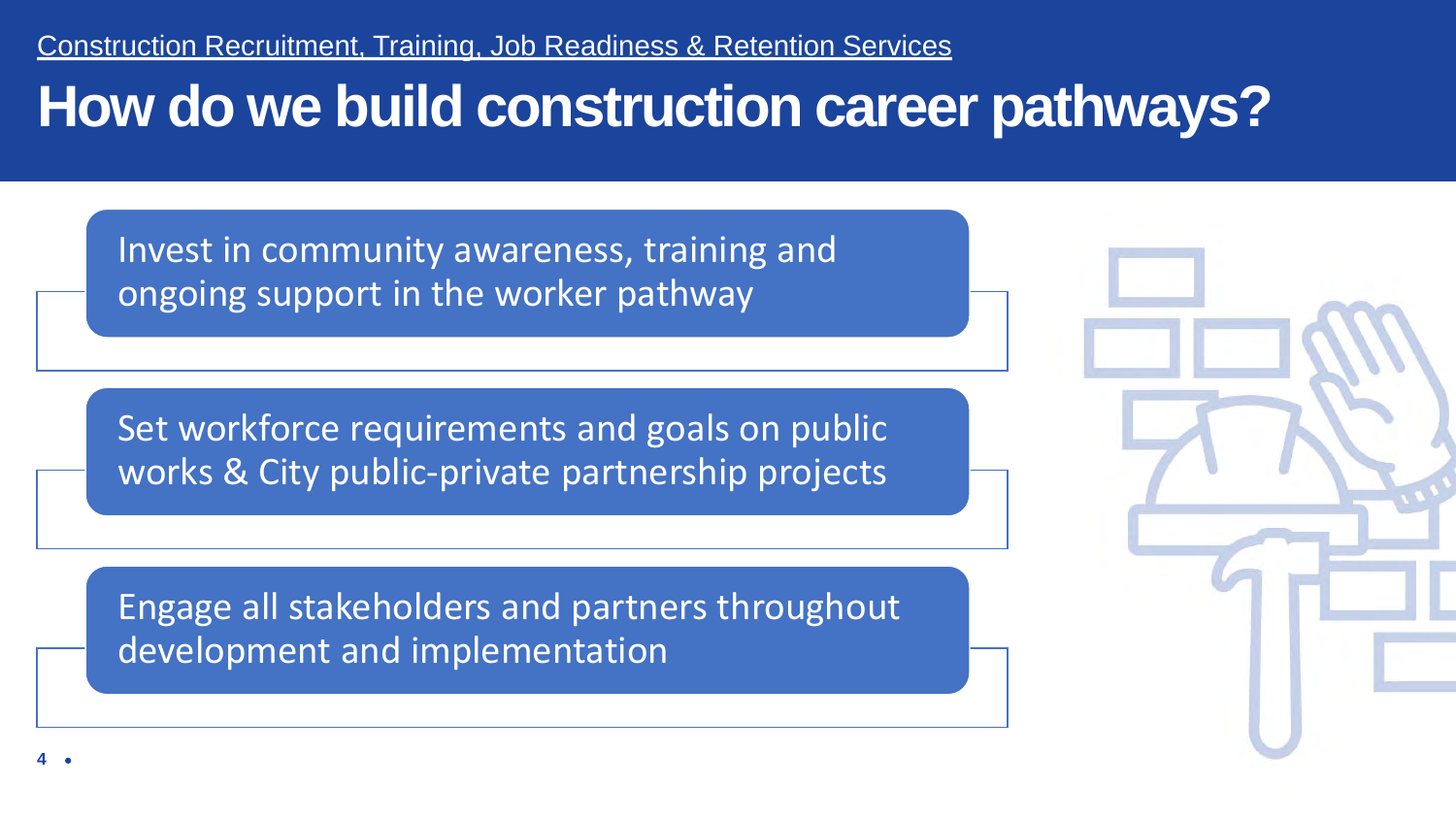Construction Recruitment, Training, Job Readiness & Retention Services

# How do we build construction career pathways?

- Invest in community awareness, training and ongoing support in the worker pathway
- Set workforce requirements and goals on public works & City public-private partnership projects
- Engage all stakeholders and partners throughout development and implementation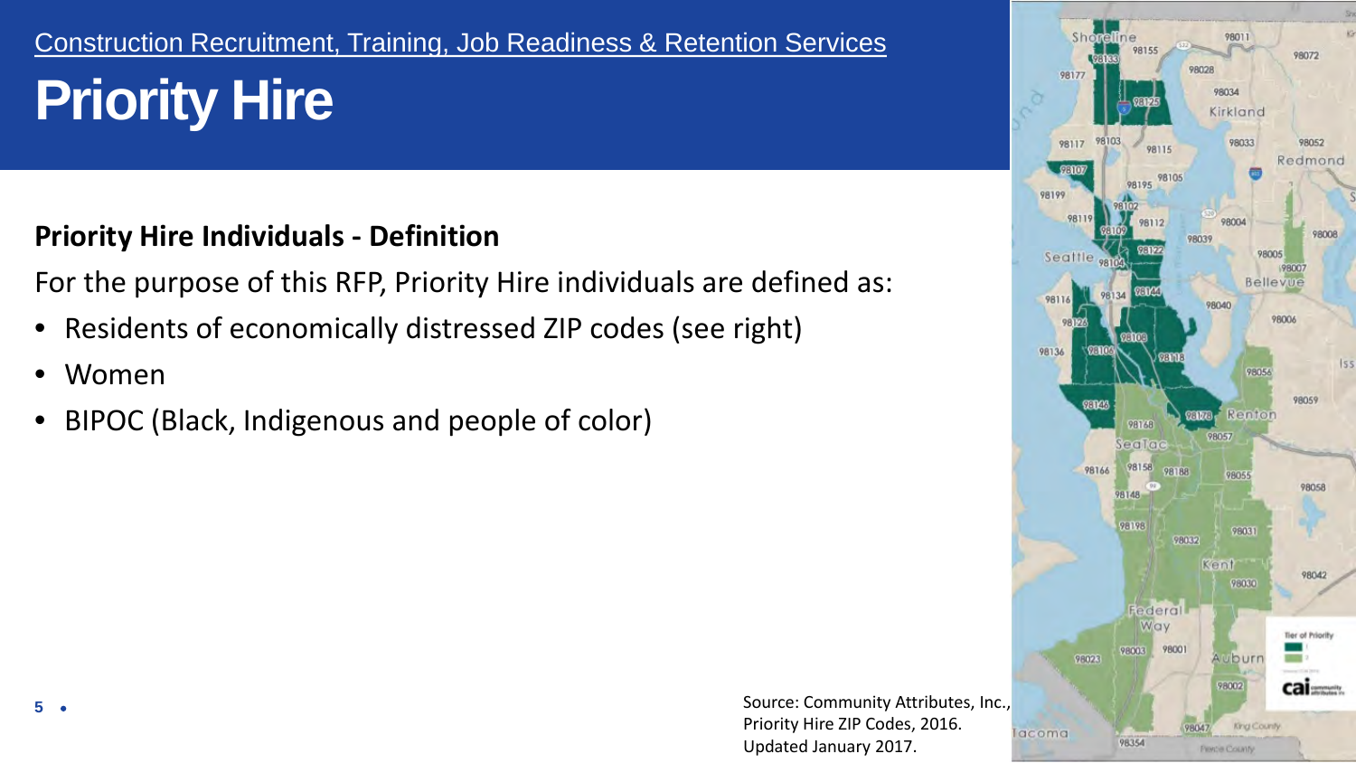Construction Recruitment, Training, Job Readiness & Retention Services

# Priority Hire

**Priority Hire Individuals - Definition**

For the purpose of this RFP, Priority Hire individuals are defined as:

- Residents of economically distressed ZIP codes (see right)
- Women
- BIPOC (Black, Indigenous and people of color)

Source: Community Attributes, Inc., Priority Hire ZIP Codes, 2016. Updated January 2017.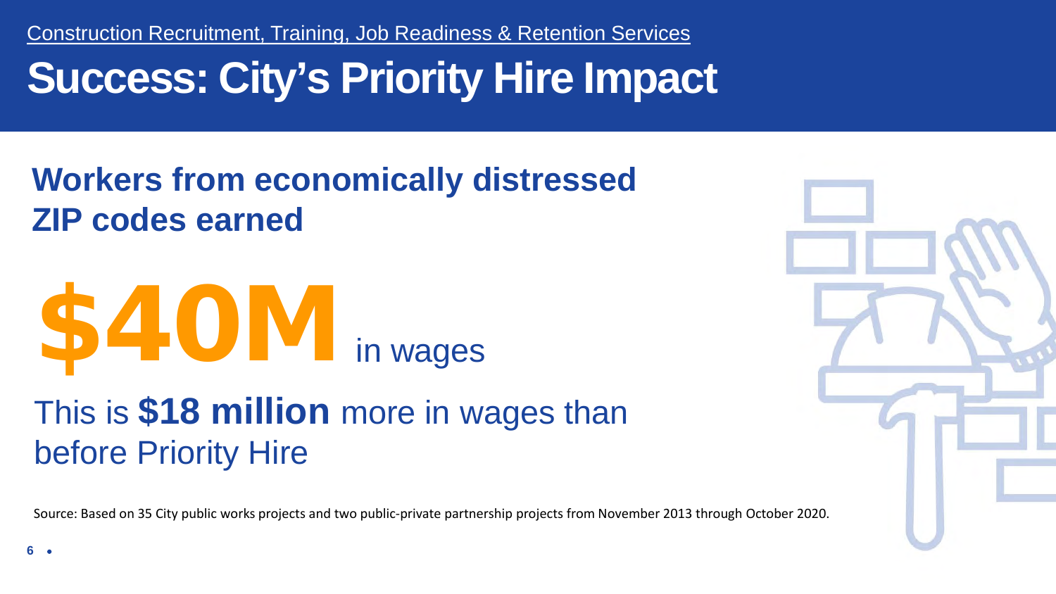Construction Recruitment, Training, Job Readiness & Retention Services

# Success: City's Priority Hire Impact

## Workers from economically distressed ZIP codes earned

**$40M** in wages

This is **$18 million** more in wages than before Priority Hire

Source: Based on 35 City public works projects and two public-private partnership projects from November 2013 through October 2020.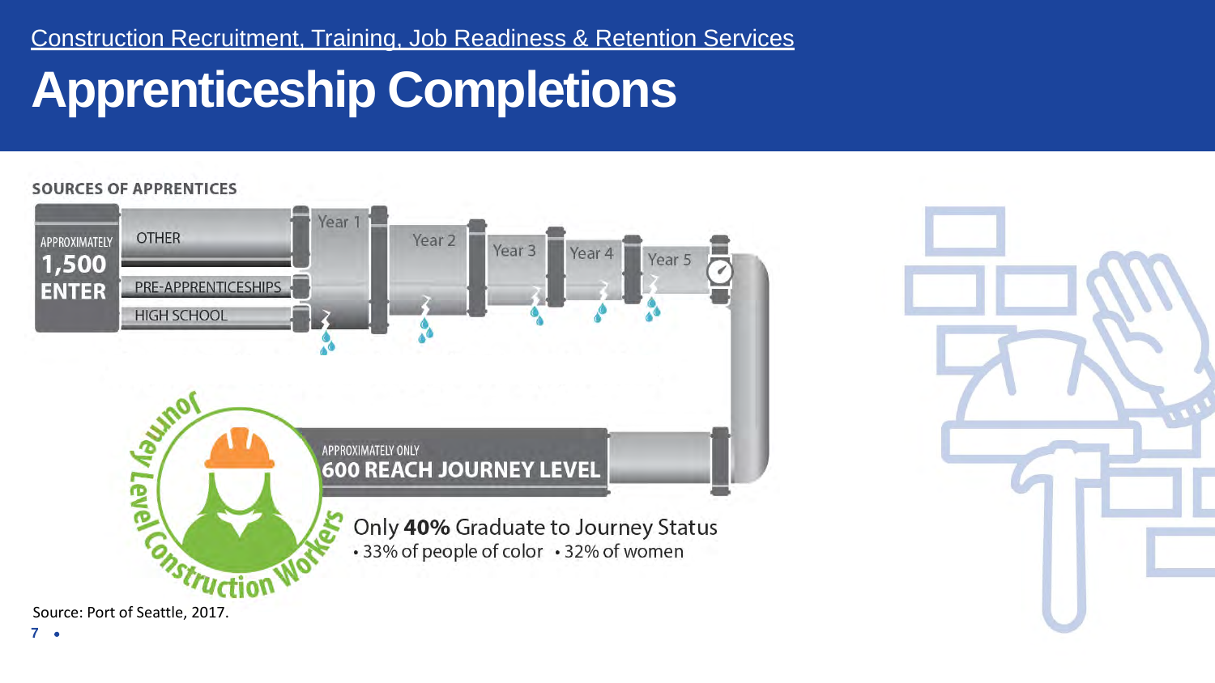Construction Recruitment, Training, Job Readiness & Retention Services

# Apprenticeship Completions

**SOURCES OF APPRENTICES**

APPROXIMATELY **1,500 ENTER**

- OTHER
- PRE-APPRENTICESHIPS
- HIGH SCHOOL

Year 1 · Year 2 · Year 3 · Year 4 · Year 5

APPROXIMATELY ONLY **600 REACH JOURNEY LEVEL**

Journey Level Construction Workers

Only **40%** Graduate to Journey Status
- 33% of people of color
- 32% of women

Source: Port of Seattle, 2017.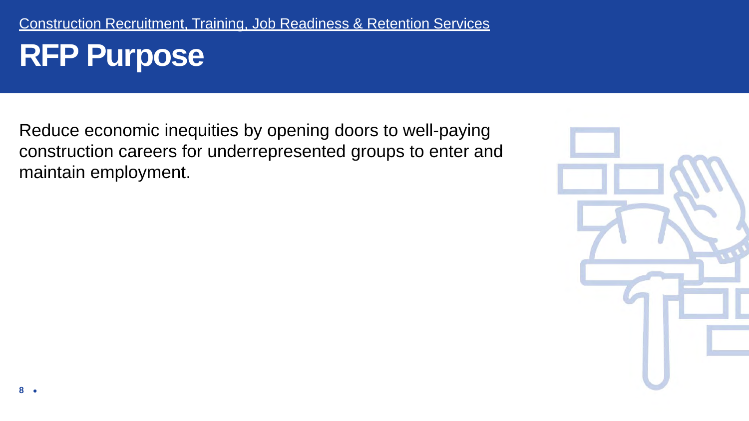Construction Recruitment, Training, Job Readiness & Retention Services

# RFP Purpose

Reduce economic inequities by opening doors to well-paying construction careers for underrepresented groups to enter and maintain employment.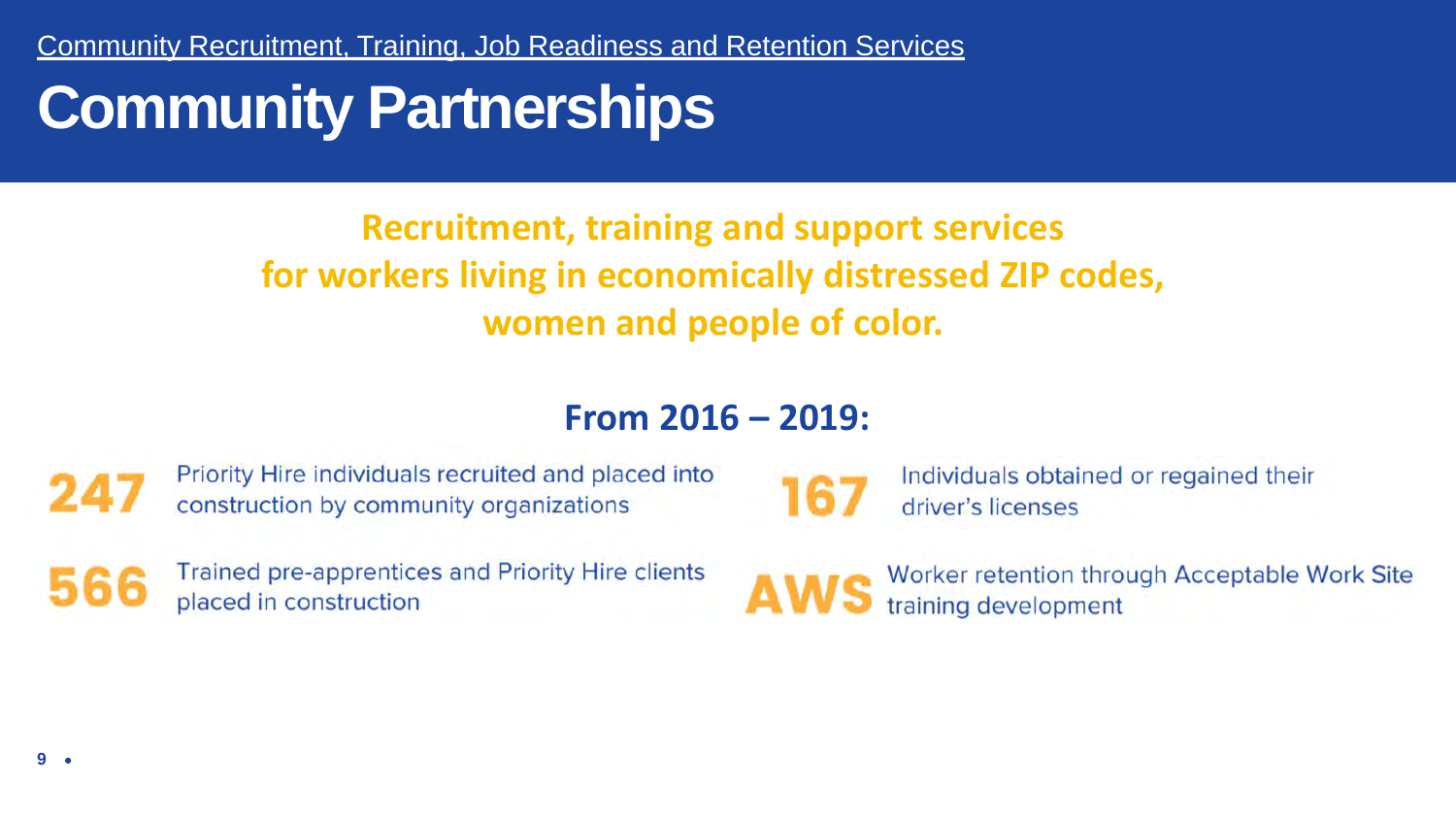Community Recruitment, Training, Job Readiness and Retention Services

# Community Partnerships

**Recruitment, training and support services for workers living in economically distressed ZIP codes, women and people of color.**

**From 2016 – 2019:**

**247** Priority Hire individuals recruited and placed into construction by community organizations

**566** Trained pre-apprentices and Priority Hire clients placed in construction

**167** Individuals obtained or regained their driver's licenses

**AWS** Worker retention through Acceptable Work Site training development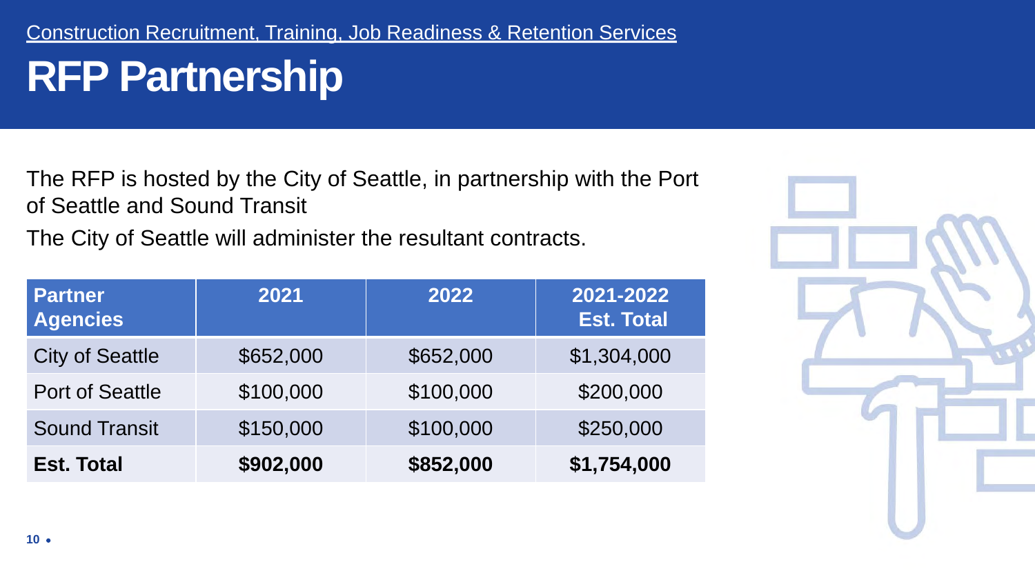Construction Recruitment, Training, Job Readiness & Retention Services

# RFP Partnership

The RFP is hosted by the City of Seattle, in partnership with the Port of Seattle and Sound Transit

The City of Seattle will administer the resultant contracts.

| Partner Agencies | 2021 | 2022 | 2021-2022 Est. Total |
|---|---|---|---|
| City of Seattle | $652,000 | $652,000 | $1,304,000 |
| Port of Seattle | $100,000 | $100,000 | $200,000 |
| Sound Transit | $150,000 | $100,000 | $250,000 |
| **Est. Total** | **$902,000** | **$852,000** | **$1,754,000** |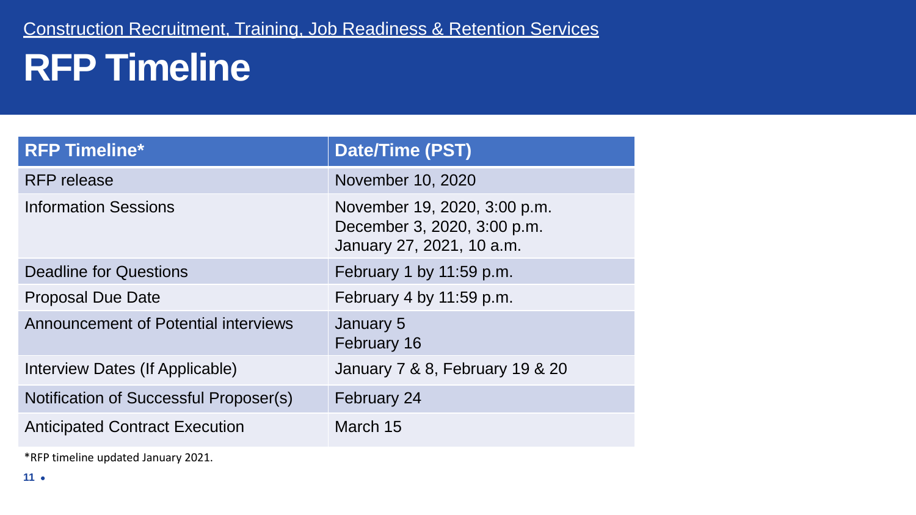Construction Recruitment, Training, Job Readiness & Retention Services

# RFP Timeline

| RFP Timeline* | Date/Time (PST) |
|---|---|
| RFP release | November 10, 2020 |
| Information Sessions | November 19, 2020, 3:00 p.m.<br>December 3, 2020, 3:00 p.m.<br>January 27, 2021, 10 a.m. |
| Deadline for Questions | February 1 by 11:59 p.m. |
| Proposal Due Date | February 4 by 11:59 p.m. |
| Announcement of Potential interviews | January 5<br>February 16 |
| Interview Dates (If Applicable) | January 7 & 8, February 19 & 20 |
| Notification of Successful Proposer(s) | February 24 |
| Anticipated Contract Execution | March 15 |

*RFP timeline updated January 2021.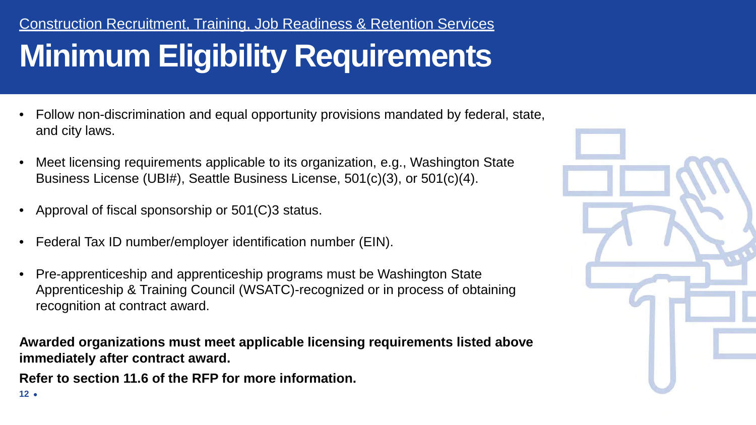Construction Recruitment, Training, Job Readiness & Retention Services

# Minimum Eligibility Requirements

- Follow non-discrimination and equal opportunity provisions mandated by federal, state, and city laws.
- Meet licensing requirements applicable to its organization, e.g., Washington State Business License (UBI#), Seattle Business License, 501(c)(3), or 501(c)(4).
- Approval of fiscal sponsorship or 501(C)3 status.
- Federal Tax ID number/employer identification number (EIN).
- Pre-apprenticeship and apprenticeship programs must be Washington State Apprenticeship & Training Council (WSATC)-recognized or in process of obtaining recognition at contract award.

**Awarded organizations must meet applicable licensing requirements listed above immediately after contract award.**

**Refer to section 11.6 of the RFP for more information.**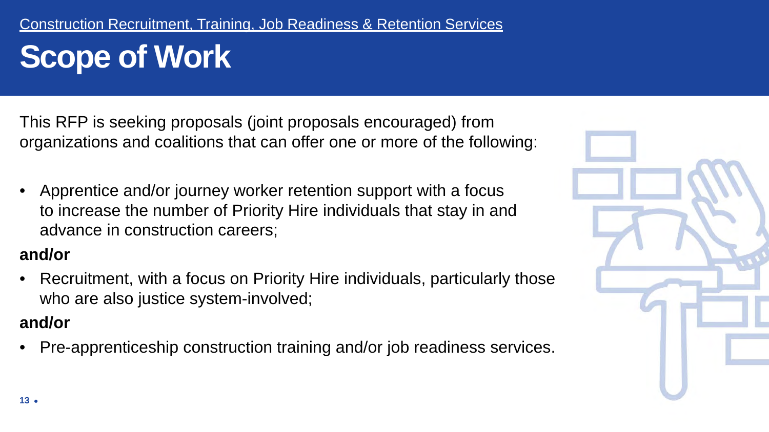Construction Recruitment, Training, Job Readiness & Retention Services

# Scope of Work

This RFP is seeking proposals (joint proposals encouraged) from organizations and coalitions that can offer one or more of the following:

- Apprentice and/or journey worker retention support with a focus to increase the number of Priority Hire individuals that stay in and advance in construction careers;

**and/or**

- Recruitment, with a focus on Priority Hire individuals, particularly those who are also justice system-involved;

**and/or**

- Pre-apprenticeship construction training and/or job readiness services.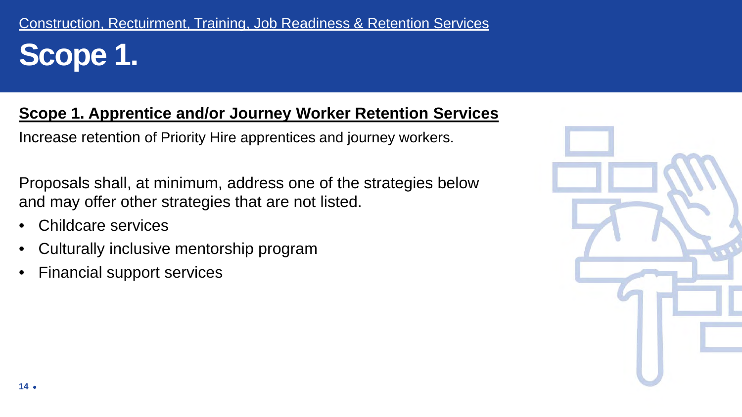Construction, Rectuirment, Training, Job Readiness & Retention Services

# Scope 1.

## Scope 1. Apprentice and/or Journey Worker Retention Services

Increase retention of Priority Hire apprentices and journey workers.

Proposals shall, at minimum, address one of the strategies below and may offer other strategies that are not listed.

- Childcare services
- Culturally inclusive mentorship program
- Financial support services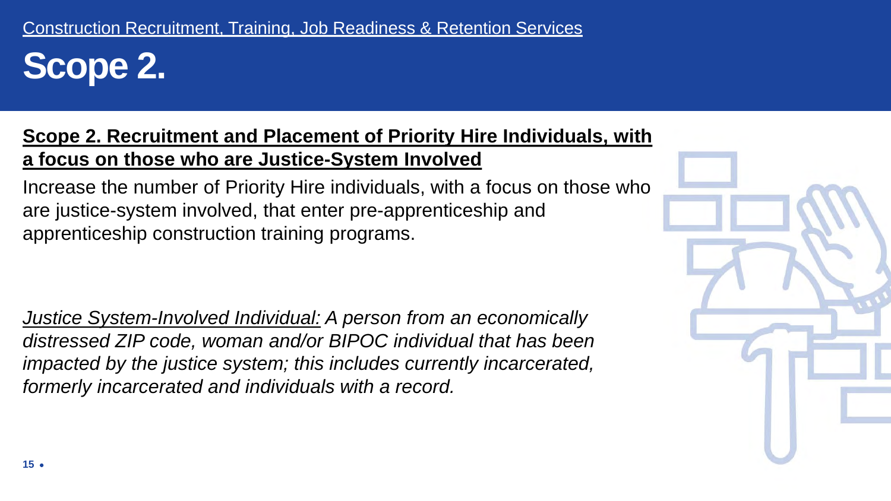Construction Recruitment, Training, Job Readiness & Retention Services

# Scope 2.

**Scope 2. Recruitment and Placement of Priority Hire Individuals, with a focus on those who are Justice-System Involved**

Increase the number of Priority Hire individuals, with a focus on those who are justice-system involved, that enter pre-apprenticeship and apprenticeship construction training programs.

*Justice System-Involved Individual: A person from an economically distressed ZIP code, woman and/or BIPOC individual that has been impacted by the justice system; this includes currently incarcerated, formerly incarcerated and individuals with a record.*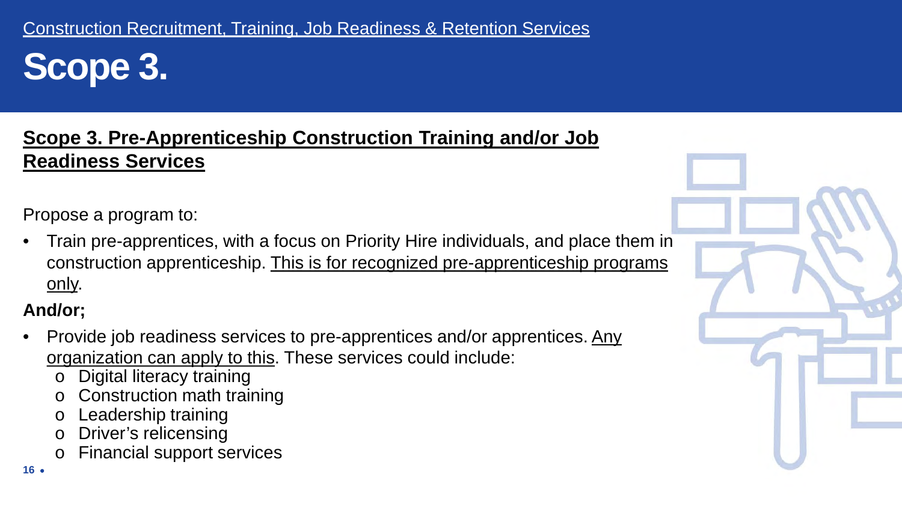Construction Recruitment, Training, Job Readiness & Retention Services

# Scope 3.

## Scope 3. Pre-Apprenticeship Construction Training and/or Job Readiness Services

Propose a program to:

- Train pre-apprentices, with a focus on Priority Hire individuals, and place them in construction apprenticeship. This is for recognized pre-apprenticeship programs only.

**And/or;**

- Provide job readiness services to pre-apprentices and/or apprentices. Any organization can apply to this. These services could include:
  - Digital literacy training
  - Construction math training
  - Leadership training
  - Driver's relicensing
  - Financial support services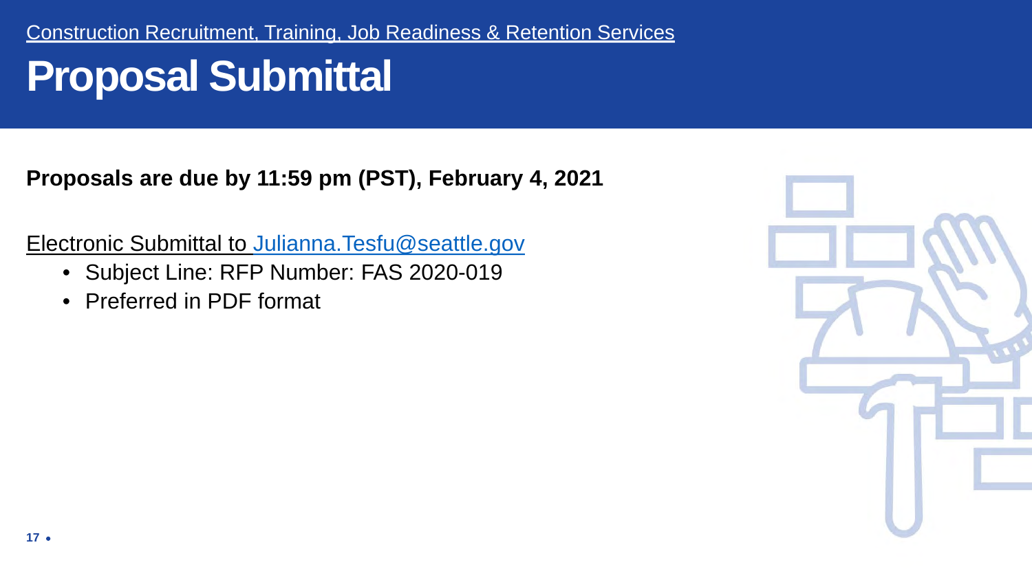Construction Recruitment, Training, Job Readiness & Retention Services

# Proposal Submittal

**Proposals are due by 11:59 pm (PST), February 4, 2021**

Electronic Submittal to Julianna.Tesfu@seattle.gov

- Subject Line: RFP Number: FAS 2020-019
- Preferred in PDF format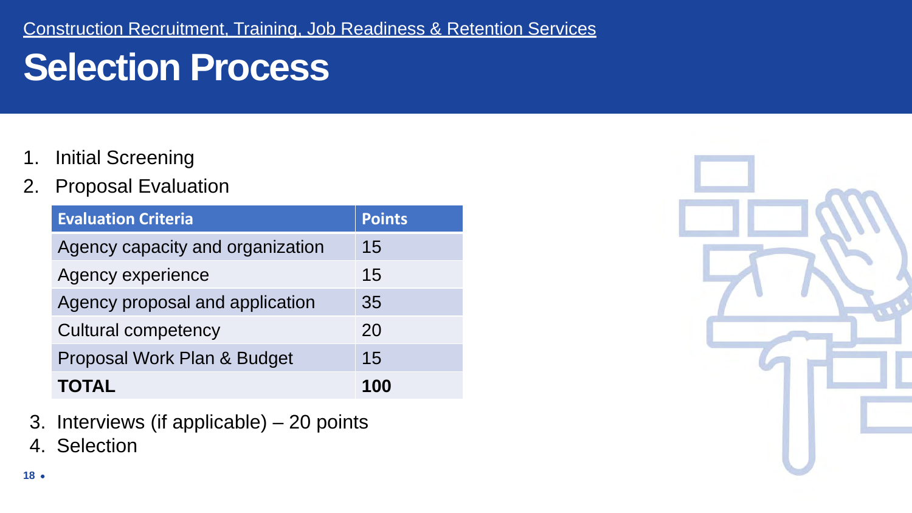Construction Recruitment, Training, Job Readiness & Retention Services

# Selection Process

1. Initial Screening
2. Proposal Evaluation

| Evaluation Criteria | Points |
| --- | --- |
| Agency capacity and organization | 15 |
| Agency experience | 15 |
| Agency proposal and application | 35 |
| Cultural competency | 20 |
| Proposal Work Plan & Budget | 15 |
| **TOTAL** | **100** |

3. Interviews (if applicable) – 20 points
4. Selection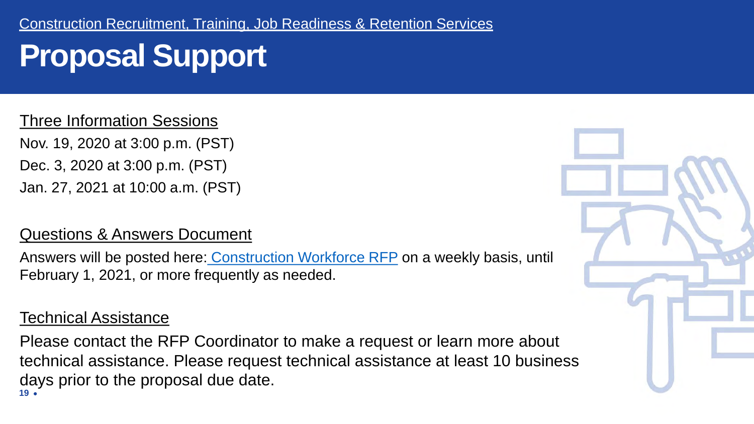Construction Recruitment, Training, Job Readiness & Retention Services

# Proposal Support

## Three Information Sessions

Nov. 19, 2020 at 3:00 p.m. (PST)

Dec. 3, 2020 at 3:00 p.m. (PST)

Jan. 27, 2021 at 10:00 a.m. (PST)

## Questions & Answers Document

Answers will be posted here: Construction Workforce RFP on a weekly basis, until February 1, 2021, or more frequently as needed.

## Technical Assistance

Please contact the RFP Coordinator to make a request or learn more about technical assistance. Please request technical assistance at least 10 business days prior to the proposal due date.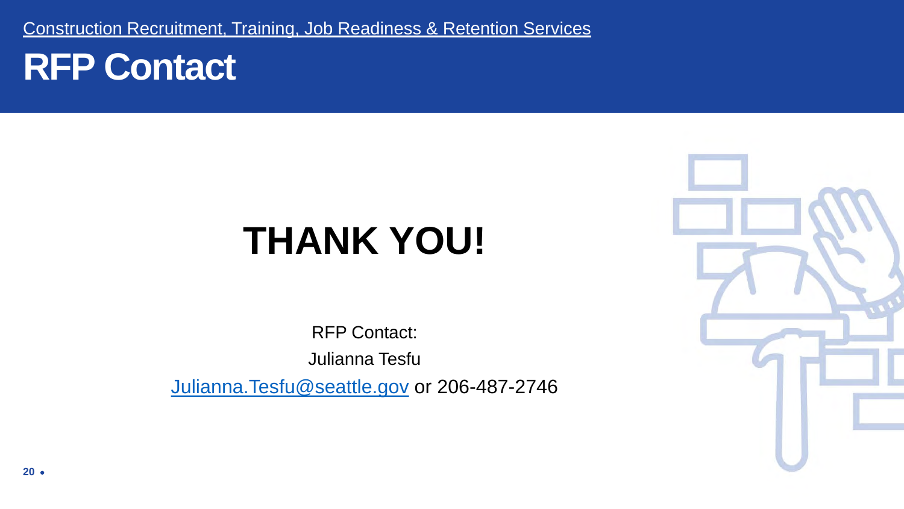Construction Recruitment, Training, Job Readiness & Retention Services

# RFP Contact

## THANK YOU!

RFP Contact:

Julianna Tesfu

Julianna.Tesfu@seattle.gov or 206-487-2746